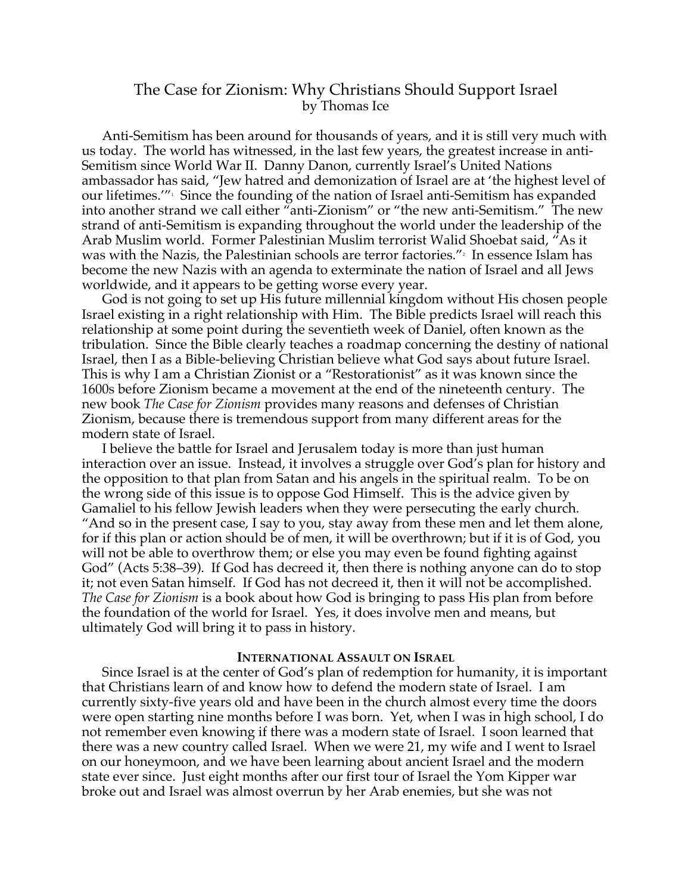# The Case for Zionism: Why Christians Should Support Israel

by Thomas Ice

Anti-Semitism has been around for thousands of years, and it is still very much with us today. The world has witnessed, in the last few years, the greatest increase in anti-Semitism since World War II. Danny Danon, currently Israel's United Nations ambassador has said, "Jew hatred and demonization of Israel are at 'the highest level of our lifetimes.'"[1] Since the founding of the nation of Israel anti-Semitism has expanded into another strand we call either "anti-Zionism" or "the new anti-Semitism." The new strand of anti-Semitism is expanding throughout the world under the leadership of the Arab Muslim world. Former Palestinian Muslim terrorist Walid Shoebat said, "As it was with the Nazis, the Palestinian schools are terror factories."[2] In essence Islam has become the new Nazis with an agenda to exterminate the nation of Israel and all Jews worldwide, and it appears to be getting worse every year.

God is not going to set up His future millennial kingdom without His chosen people Israel existing in a right relationship with Him. The Bible predicts Israel will reach this relationship at some point during the seventieth week of Daniel, often known as the tribulation. Since the Bible clearly teaches a roadmap concerning the destiny of national Israel, then I as a Bible-believing Christian believe what God says about future Israel. This is why I am a Christian Zionist or a "Restorationist" as it was known since the 1600s before Zionism became a movement at the end of the nineteenth century. The new book *The Case for Zionism* provides many reasons and defenses of Christian Zionism, because there is tremendous support from many different areas for the modern state of Israel.

I believe the battle for Israel and Jerusalem today is more than just human interaction over an issue. Instead, it involves a struggle over God's plan for history and the opposition to that plan from Satan and his angels in the spiritual realm. To be on the wrong side of this issue is to oppose God Himself. This is the advice given by Gamaliel to his fellow Jewish leaders when they were persecuting the early church. "And so in the present case, I say to you, stay away from these men and let them alone, for if this plan or action should be of men, it will be overthrown; but if it is of God, you will not be able to overthrow them; or else you may even be found fighting against God" (Acts 5:38–39). If God has decreed it, then there is nothing anyone can do to stop it; not even Satan himself. If God has not decreed it, then it will not be accomplished. *The Case for Zionism* is a book about how God is bringing to pass His plan from before the foundation of the world for Israel. Yes, it does involve men and means, but ultimately God will bring it to pass in history.

## INTERNATIONAL ASSAULT ON ISRAEL

Since Israel is at the center of God's plan of redemption for humanity, it is important that Christians learn of and know how to defend the modern state of Israel. I am currently sixty-five years old and have been in the church almost every time the doors were open starting nine months before I was born. Yet, when I was in high school, I do not remember even knowing if there was a modern state of Israel. I soon learned that there was a new country called Israel. When we were 21, my wife and I went to Israel on our honeymoon, and we have been learning about ancient Israel and the modern state ever since. Just eight months after our first tour of Israel the Yom Kipper war broke out and Israel was almost overrun by her Arab enemies, but she was not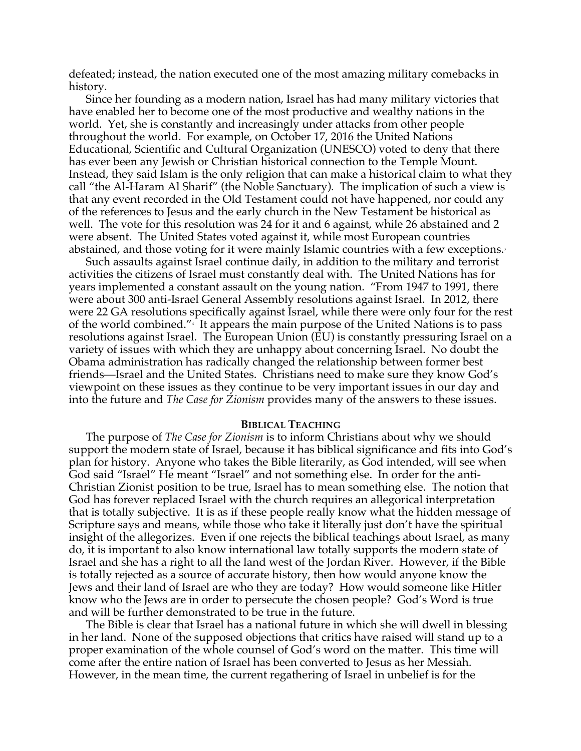defeated; instead, the nation executed one of the most amazing military comebacks in history.

Since her founding as a modern nation, Israel has had many military victories that have enabled her to become one of the most productive and wealthy nations in the world. Yet, she is constantly and increasingly under attacks from other people throughout the world. For example, on October 17, 2016 the United Nations Educational, Scientific and Cultural Organization (UNESCO) voted to deny that there has ever been any Jewish or Christian historical connection to the Temple Mount. Instead, they said Islam is the only religion that can make a historical claim to what they call "the Al-Haram Al Sharif" (the Noble Sanctuary). The implication of such a view is that any event recorded in the Old Testament could not have happened, nor could any of the references to Jesus and the early church in the New Testament be historical as well. The vote for this resolution was 24 for it and 6 against, while 26 abstained and 2 were absent. The United States voted against it, while most European countries abstained, and those voting for it were mainly Islamic countries with a few exceptions.[3]

Such assaults against Israel continue daily, in addition to the military and terrorist activities the citizens of Israel must constantly deal with. The United Nations has for years implemented a constant assault on the young nation. "From 1947 to 1991, there were about 300 anti-Israel General Assembly resolutions against Israel. In 2012, there were 22 GA resolutions specifically against Israel, while there were only four for the rest of the world combined."[4] It appears the main purpose of the United Nations is to pass resolutions against Israel. The European Union (EU) is constantly pressuring Israel on a variety of issues with which they are unhappy about concerning Israel. No doubt the Obama administration has radically changed the relationship between former best friends—Israel and the United States. Christians need to make sure they know God's viewpoint on these issues as they continue to be very important issues in our day and into the future and *The Case for Zionism* provides many of the answers to these issues.

## BIBLICAL TEACHING

The purpose of *The Case for Zionism* is to inform Christians about why we should support the modern state of Israel, because it has biblical significance and fits into God's plan for history. Anyone who takes the Bible literarily, as God intended, will see when God said "Israel" He meant "Israel" and not something else. In order for the anti-Christian Zionist position to be true, Israel has to mean something else. The notion that God has forever replaced Israel with the church requires an allegorical interpretation that is totally subjective. It is as if these people really know what the hidden message of Scripture says and means, while those who take it literally just don't have the spiritual insight of the allegorizes. Even if one rejects the biblical teachings about Israel, as many do, it is important to also know international law totally supports the modern state of Israel and she has a right to all the land west of the Jordan River. However, if the Bible is totally rejected as a source of accurate history, then how would anyone know the Jews and their land of Israel are who they are today? How would someone like Hitler know who the Jews are in order to persecute the chosen people? God's Word is true and will be further demonstrated to be true in the future.

The Bible is clear that Israel has a national future in which she will dwell in blessing in her land. None of the supposed objections that critics have raised will stand up to a proper examination of the whole counsel of God's word on the matter. This time will come after the entire nation of Israel has been converted to Jesus as her Messiah. However, in the mean time, the current regathering of Israel in unbelief is for the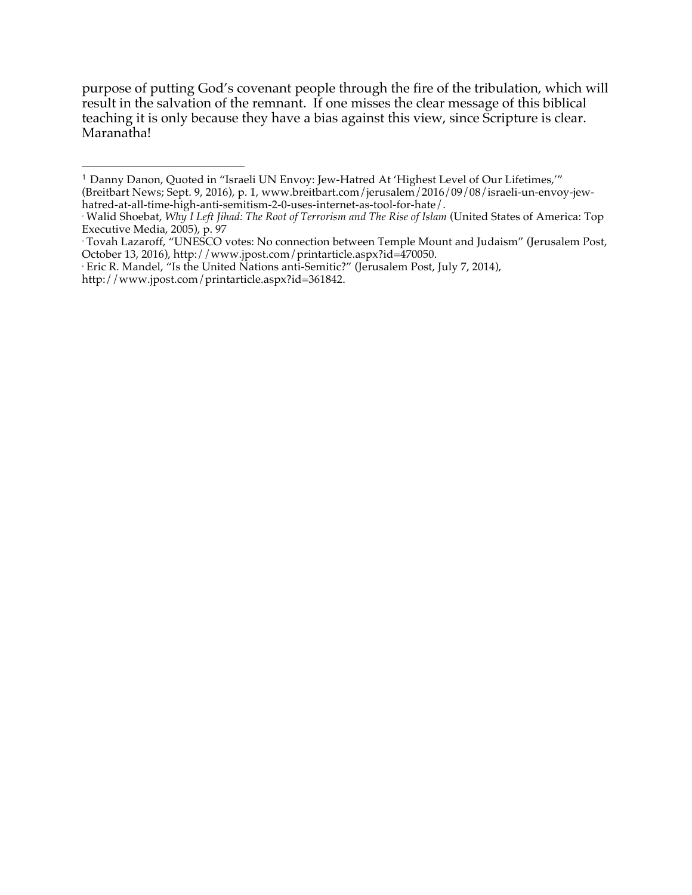purpose of putting God's covenant people through the fire of the tribulation, which will result in the salvation of the remnant. If one misses the clear message of this biblical teaching it is only because they have a bias against this view, since Scripture is clear. Maranatha!

---

[1] Danny Danon, Quoted in "Israeli UN Envoy: Jew-Hatred At 'Highest Level of Our Lifetimes,'" (Breitbart News; Sept. 9, 2016), p. 1, www.breitbart.com/jerusalem/2016/09/08/israeli-un-envoy-jew-hatred-at-all-time-high-anti-semitism-2-0-uses-internet-as-tool-for-hate/.

[2] Walid Shoebat, *Why I Left Jihad: The Root of Terrorism and The Rise of Islam* (United States of America: Top Executive Media, 2005), p. 97

[3] Tovah Lazaroff, "UNESCO votes: No connection between Temple Mount and Judaism" (Jerusalem Post, October 13, 2016), http://www.jpost.com/printarticle.aspx?id=470050.

[4] Eric R. Mandel, "Is the United Nations anti-Semitic?" (Jerusalem Post, July 7, 2014), http://www.jpost.com/printarticle.aspx?id=361842.